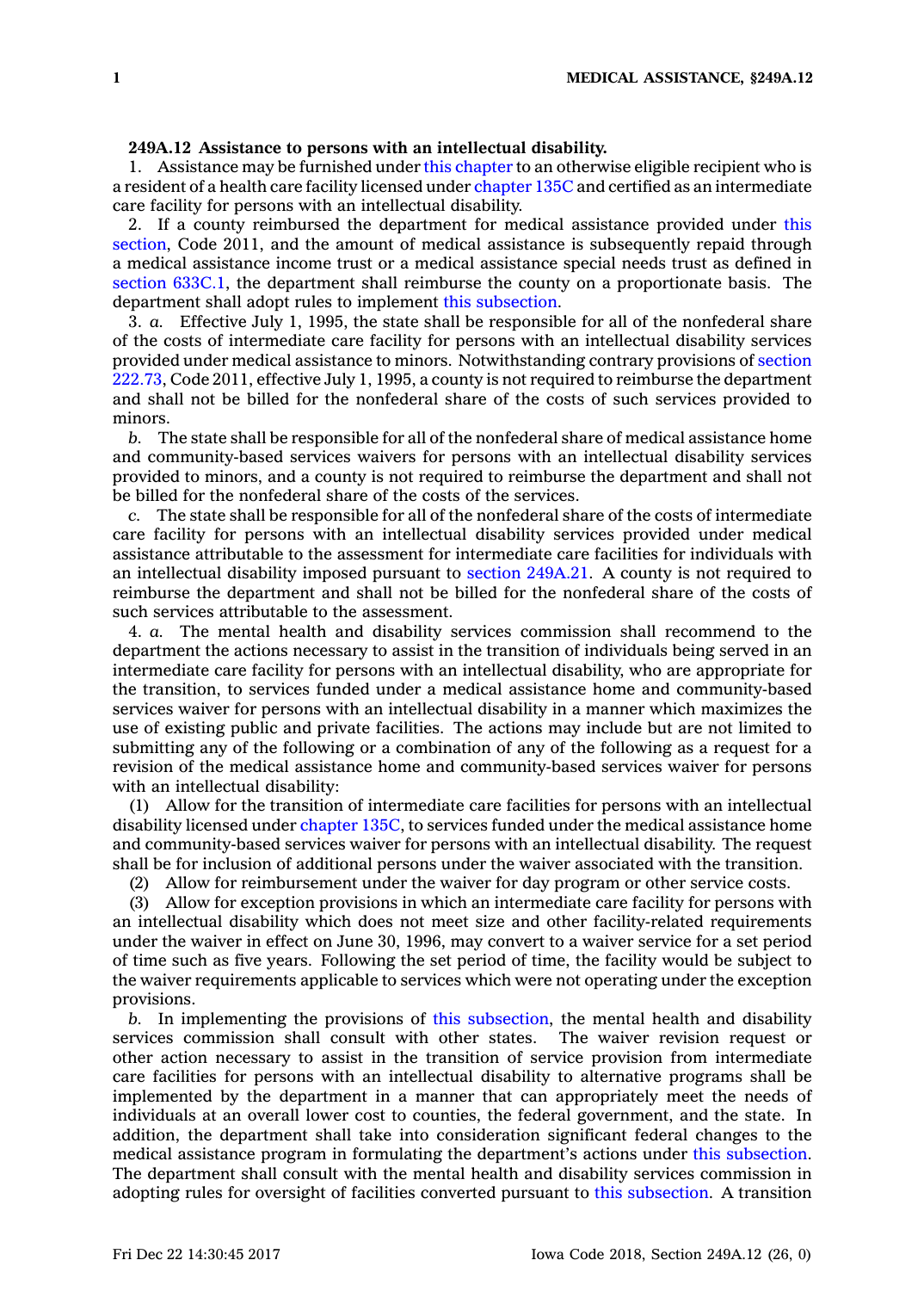**249A.12 Assistance to persons with an intellectual disability.**

1. Assistance may be furnished under this chapter to an otherwise eligible recipient who is a resident of a health care facility licensed under chapter 135C and certified as an intermediate care facility for persons with an intellectual disability.

2. If a county reimbursed the department for medical assistance provided under this section, Code 2011, and the amount of medical assistance is subsequently repaid through a medical assistance income trust or a medical assistance special needs trust as defined in section 633C.1, the department shall reimburse the county on a proportionate basis. The department shall adopt rules to implement this subsection.

3. *a.* Effective July 1, 1995, the state shall be responsible for all of the nonfederal share of the costs of intermediate care facility for persons with an intellectual disability services provided under medical assistance to minors. Notwithstanding contrary provisions of section 222.73, Code 2011, effective July 1, 1995, a county is not required to reimburse the department and shall not be billed for the nonfederal share of the costs of such services provided to minors.

*b.* The state shall be responsible for all of the nonfederal share of medical assistance home and community-based services waivers for persons with an intellectual disability services provided to minors, and a county is not required to reimburse the department and shall not be billed for the nonfederal share of the costs of the services.

*c.* The state shall be responsible for all of the nonfederal share of the costs of intermediate care facility for persons with an intellectual disability services provided under medical assistance attributable to the assessment for intermediate care facilities for individuals with an intellectual disability imposed pursuant to section 249A.21. A county is not required to reimburse the department and shall not be billed for the nonfederal share of the costs of such services attributable to the assessment.

4. *a.* The mental health and disability services commission shall recommend to the department the actions necessary to assist in the transition of individuals being served in an intermediate care facility for persons with an intellectual disability, who are appropriate for the transition, to services funded under a medical assistance home and community-based services waiver for persons with an intellectual disability in a manner which maximizes the use of existing public and private facilities. The actions may include but are not limited to submitting any of the following or a combination of any of the following as a request for a revision of the medical assistance home and community-based services waiver for persons with an intellectual disability:

(1) Allow for the transition of intermediate care facilities for persons with an intellectual disability licensed under chapter 135C, to services funded under the medical assistance home and community-based services waiver for persons with an intellectual disability. The request shall be for inclusion of additional persons under the waiver associated with the transition.

(2) Allow for reimbursement under the waiver for day program or other service costs.

(3) Allow for exception provisions in which an intermediate care facility for persons with an intellectual disability which does not meet size and other facility-related requirements under the waiver in effect on June 30, 1996, may convert to a waiver service for a set period of time such as five years. Following the set period of time, the facility would be subject to the waiver requirements applicable to services which were not operating under the exception provisions.

*b.* In implementing the provisions of this subsection, the mental health and disability services commission shall consult with other states. The waiver revision request or other action necessary to assist in the transition of service provision from intermediate care facilities for persons with an intellectual disability to alternative programs shall be implemented by the department in a manner that can appropriately meet the needs of individuals at an overall lower cost to counties, the federal government, and the state. In addition, the department shall take into consideration significant federal changes to the medical assistance program in formulating the department's actions under this subsection. The department shall consult with the mental health and disability services commission in adopting rules for oversight of facilities converted pursuant to this subsection. A transition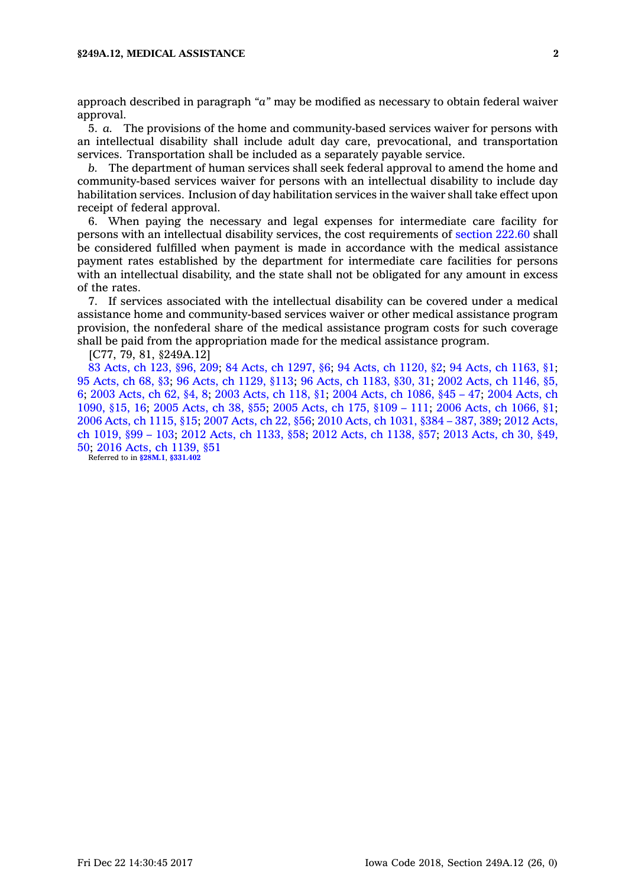approach described in paragraph *"a"* may be modified as necessary to obtain federal waiver approval.

5. *a.* The provisions of the home and community-based services waiver for persons with an intellectual disability shall include adult day care, prevocational, and transportation services. Transportation shall be included as a separately payable service.

*b.* The department of human services shall seek federal approval to amend the home and community-based services waiver for persons with an intellectual disability to include day habilitation services. Inclusion of day habilitation services in the waiver shall take effect upon receipt of federal approval.

6. When paying the necessary and legal expenses for intermediate care facility for persons with an intellectual disability services, the cost requirements of section 222.60 shall be considered fulfilled when payment is made in accordance with the medical assistance payment rates established by the department for intermediate care facilities for persons with an intellectual disability, and the state shall not be obligated for any amount in excess of the rates.

7. If services associated with the intellectual disability can be covered under a medical assistance home and community-based services waiver or other medical assistance program provision, the nonfederal share of the medical assistance program costs for such coverage shall be paid from the appropriation made for the medical assistance program.

[C77, 79, 81, §249A.12]

83 Acts, ch 123, §96, 209; 84 Acts, ch 1297, §6; 94 Acts, ch 1120, §2; 94 Acts, ch 1163, §1; 95 Acts, ch 68, §3; 96 Acts, ch 1129, §113; 96 Acts, ch 1183, §30, 31; 2002 Acts, ch 1146, §5, 6; 2003 Acts, ch 62, §4, 8; 2003 Acts, ch 118, §1; 2004 Acts, ch 1086, §45 – 47; 2004 Acts, ch 1090, §15, 16; 2005 Acts, ch 38, §55; 2005 Acts, ch 175, §109 – 111; 2006 Acts, ch 1066, §1; 2006 Acts, ch 1115, §15; 2007 Acts, ch 22, §56; 2010 Acts, ch 1031, §384 – 387, 389; 2012 Acts, ch 1019, §99 – 103; 2012 Acts, ch 1133, §58; 2012 Acts, ch 1138, §57; 2013 Acts, ch 30, §49, 50; 2016 Acts, ch 1139, §51

Referred to in **§28M.1**, **§331.402**